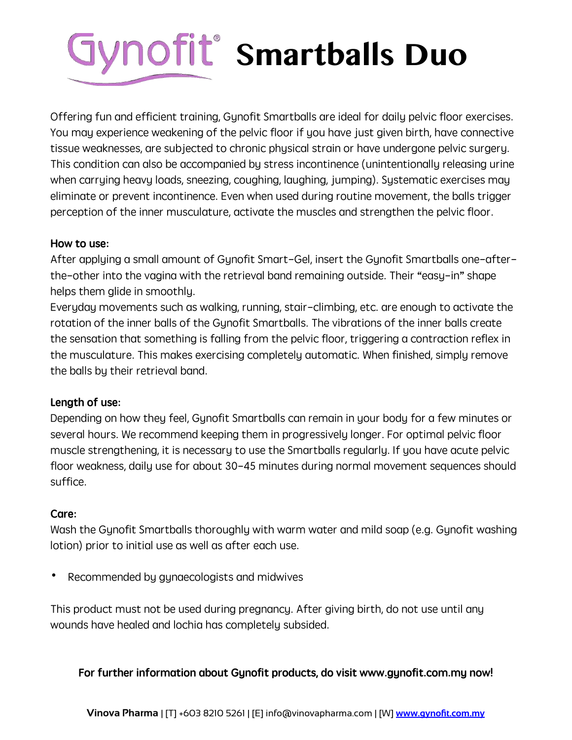# Gynofit® Smartballs Duo

Offering fun and efficient training, Gynofit Smartballs are ideal for daily pelvic floor exercises. You may experience weakening of the pelvic floor if you have just given birth, have connective tissue weaknesses, are subjected to chronic physical strain or have undergone pelvic surgery. This condition can also be accompanied by stress incontinence (unintentionally releasing urine when carrying heavy loads, sneezing, coughing, laughing, jumping). Systematic exercises may eliminate or prevent incontinence. Even when used during routine movement, the balls trigger perception of the inner musculature, activate the muscles and strengthen the pelvic floor.

**How to use:**

After applying a small amount of Gynofit Smart-Gel, insert the Gynofit Smartballs one-after-the-other into the vagina with the retrieval band remaining outside. Their "easy-in" shape helps them glide in smoothly.

Everyday movements such as walking, running, stair-climbing, etc. are enough to activate the rotation of the inner balls of the Gynofit Smartballs. The vibrations of the inner balls create the sensation that something is falling from the pelvic floor, triggering a contraction reflex in the musculature. This makes exercising completely automatic. When finished, simply remove the balls by their retrieval band.

**Length of use:**

Depending on how they feel, Gynofit Smartballs can remain in your body for a few minutes or several hours. We recommend keeping them in progressively longer. For optimal pelvic floor muscle strengthening, it is necessary to use the Smartballs regularly. If you have acute pelvic floor weakness, daily use for about 30-45 minutes during normal movement sequences should suffice.

**Care:**

Wash the Gynofit Smartballs thoroughly with warm water and mild soap (e.g. Gynofit washing lotion) prior to initial use as well as after each use.

- Recommended by gynaecologists and midwives

This product must not be used during pregnancy. After giving birth, do not use until any wounds have healed and lochia has completely subsided.

**For further information about Gynofit products, do visit www.gynofit.com.my now!**

**Vinova Pharma** | [T] +603 8210 5261 | [E] info@vinovapharma.com | [W] www.gynofit.com.my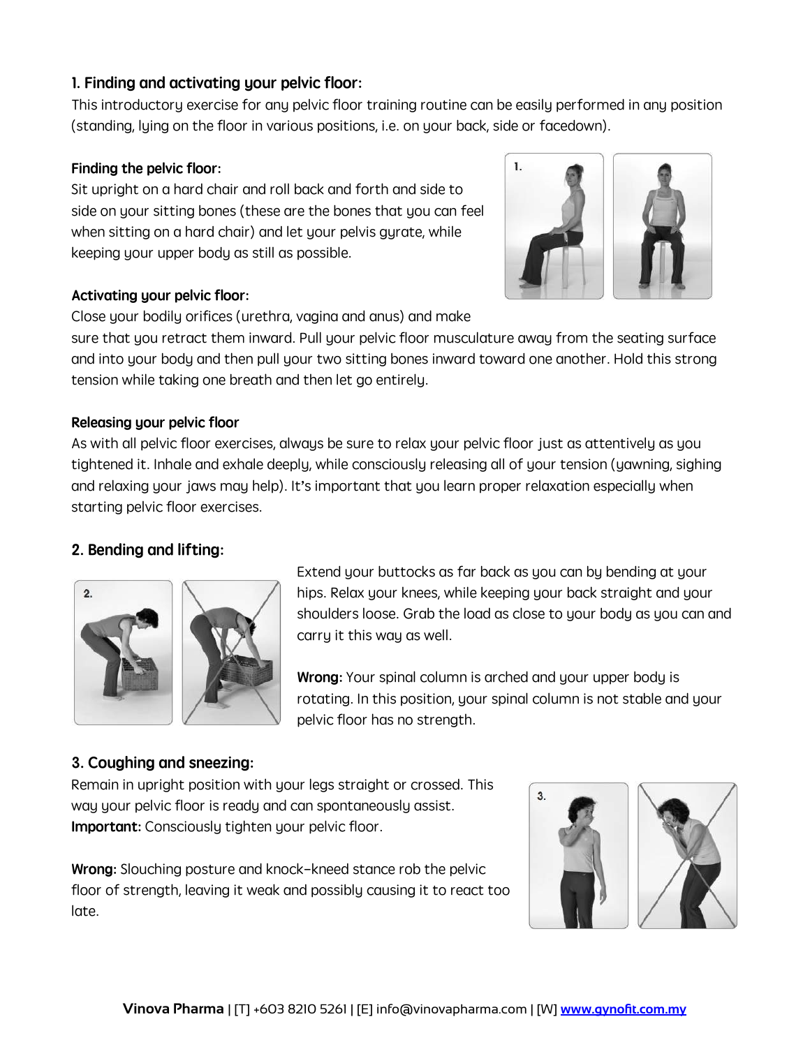## 1. Finding and activating your pelvic floor:

This introductory exercise for any pelvic floor training routine can be easily performed in any position (standing, lying on the floor in various positions, i.e. on your back, side or facedown).

**Finding the pelvic floor:**

Sit upright on a hard chair and roll back and forth and side to side on your sitting bones (these are the bones that you can feel when sitting on a hard chair) and let your pelvis gyrate, while keeping your upper body as still as possible.

**Activating your pelvic floor:**

Close your bodily orifices (urethra, vagina and anus) and make sure that you retract them inward. Pull your pelvic floor musculature away from the seating surface and into your body and then pull your two sitting bones inward toward one another. Hold this strong tension while taking one breath and then let go entirely.

**Releasing your pelvic floor**

As with all pelvic floor exercises, always be sure to relax your pelvic floor just as attentively as you tightened it. Inhale and exhale deeply, while consciously releasing all of your tension (yawning, sighing and relaxing your jaws may help). It's important that you learn proper relaxation especially when starting pelvic floor exercises.

## 2. Bending and lifting:

Extend your buttocks as far back as you can by bending at your hips. Relax your knees, while keeping your back straight and your shoulders loose. Grab the load as close to your body as you can and carry it this way as well.

**Wrong:** Your spinal column is arched and your upper body is rotating. In this position, your spinal column is not stable and your pelvic floor has no strength.

## 3. Coughing and sneezing:

Remain in upright position with your legs straight or crossed. This way your pelvic floor is ready and can spontaneously assist.
**Important:** Consciously tighten your pelvic floor.

**Wrong:** Slouching posture and knock-kneed stance rob the pelvic floor of strength, leaving it weak and possibly causing it to react too late.

**Vinova Pharma** | [T] +603 8210 5261 | [E] info@vinovapharma.com | [W] www.gynofit.com.my